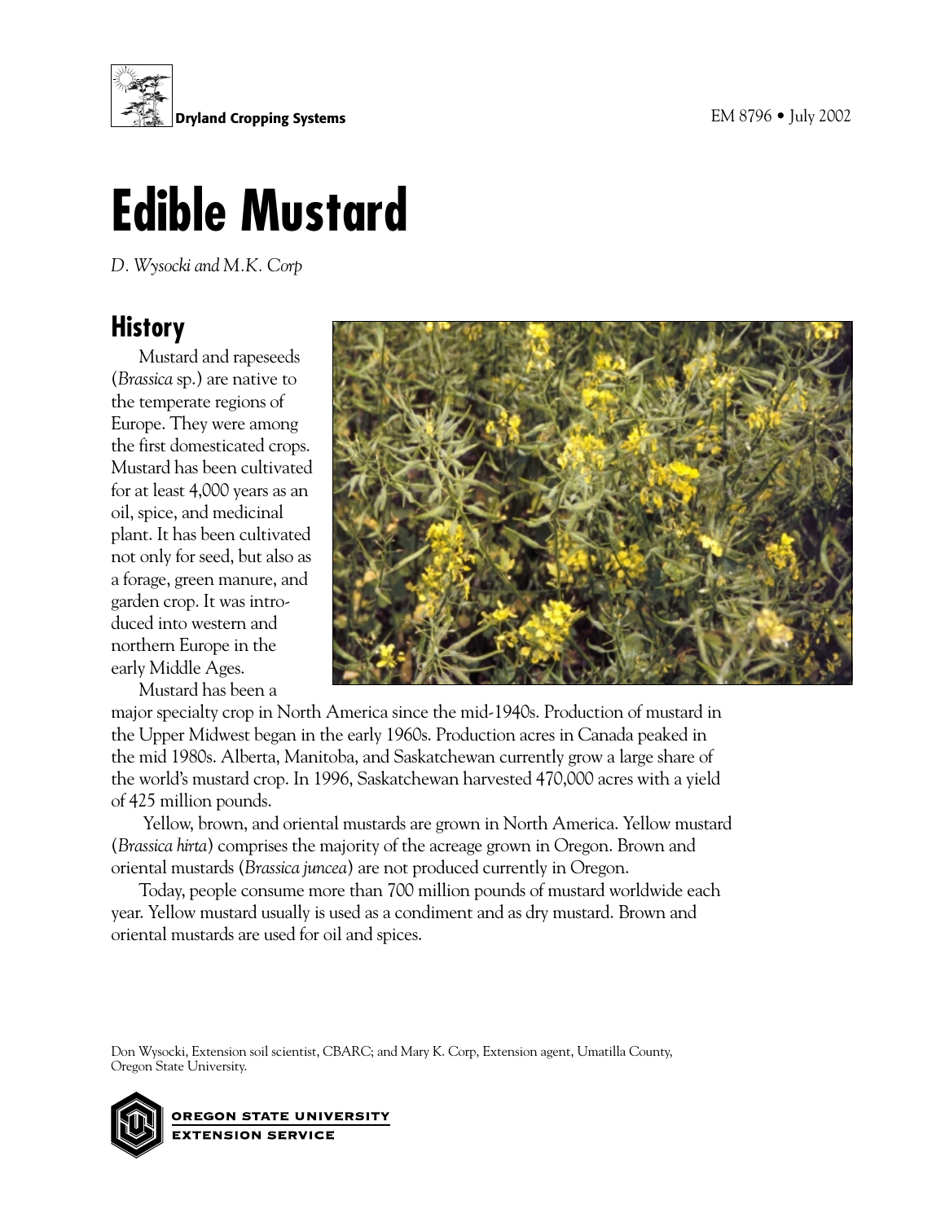Dryland Cropping Systems

EM 8796 • July 2002

# Edible Mustard

*D. Wysocki and M.K. Corp*

## History

Mustard and rapeseeds (*Brassica* sp.) are native to the temperate regions of Europe. They were among the first domesticated crops. Mustard has been cultivated for at least 4,000 years as an oil, spice, and medicinal plant. It has been cultivated not only for seed, but also as a forage, green manure, and garden crop. It was introduced into western and northern Europe in the early Middle Ages.

Mustard has been a major specialty crop in North America since the mid-1940s. Production of mustard in the Upper Midwest began in the early 1960s. Production acres in Canada peaked in the mid 1980s. Alberta, Manitoba, and Saskatchewan currently grow a large share of the world's mustard crop. In 1996, Saskatchewan harvested 470,000 acres with a yield of 425 million pounds.

Yellow, brown, and oriental mustards are grown in North America. Yellow mustard (*Brassica hirta*) comprises the majority of the acreage grown in Oregon. Brown and oriental mustards (*Brassica juncea*) are not produced currently in Oregon.

Today, people consume more than 700 million pounds of mustard worldwide each year. Yellow mustard usually is used as a condiment and as dry mustard. Brown and oriental mustards are used for oil and spices.

Don Wysocki, Extension soil scientist, CBARC; and Mary K. Corp, Extension agent, Umatilla County, Oregon State University.

OREGON STATE UNIVERSITY
EXTENSION SERVICE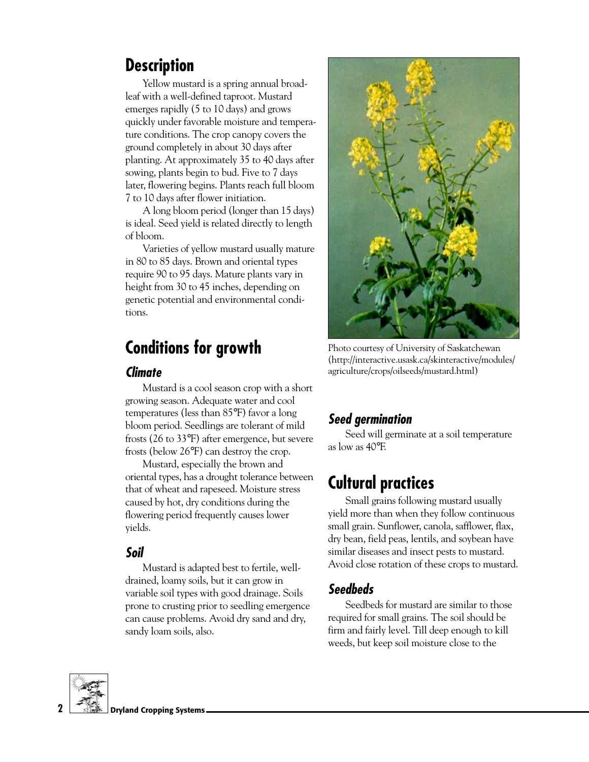## Description

Yellow mustard is a spring annual broadleaf with a well-defined taproot. Mustard emerges rapidly (5 to 10 days) and grows quickly under favorable moisture and temperature conditions. The crop canopy covers the ground completely in about 30 days after planting. At approximately 35 to 40 days after sowing, plants begin to bud. Five to 7 days later, flowering begins. Plants reach full bloom 7 to 10 days after flower initiation.

A long bloom period (longer than 15 days) is ideal. Seed yield is related directly to length of bloom.

Varieties of yellow mustard usually mature in 80 to 85 days. Brown and oriental types require 90 to 95 days. Mature plants vary in height from 30 to 45 inches, depending on genetic potential and environmental conditions.

## Conditions for growth

### Climate

Mustard is a cool season crop with a short growing season. Adequate water and cool temperatures (less than 85°F) favor a long bloom period. Seedlings are tolerant of mild frosts (26 to 33°F) after emergence, but severe frosts (below 26°F) can destroy the crop.

Mustard, especially the brown and oriental types, has a drought tolerance between that of wheat and rapeseed. Moisture stress caused by hot, dry conditions during the flowering period frequently causes lower yields.

### Soil

Mustard is adapted best to fertile, well-drained, loamy soils, but it can grow in variable soil types with good drainage. Soils prone to crusting prior to seedling emergence can cause problems. Avoid dry sand and dry, sandy loam soils, also.

Photo courtesy of University of Saskatchewan (http://interactive.usask.ca/skinteractive/modules/agriculture/crops/oilseeds/mustard.html)

### Seed germination

Seed will germinate at a soil temperature as low as 40°F.

## Cultural practices

Small grains following mustard usually yield more than when they follow continuous small grain. Sunflower, canola, safflower, flax, dry bean, field peas, lentils, and soybean have similar diseases and insect pests to mustard. Avoid close rotation of these crops to mustard.

### Seedbeds

Seedbeds for mustard are similar to those required for small grains. The soil should be firm and fairly level. Till deep enough to kill weeds, but keep soil moisture close to the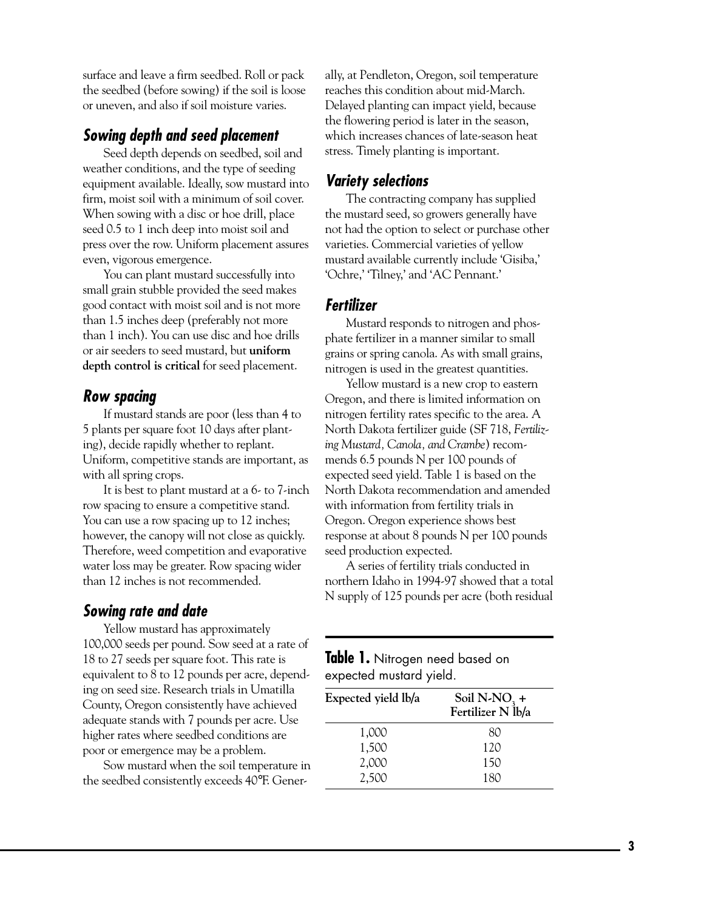surface and leave a firm seedbed. Roll or pack the seedbed (before sowing) if the soil is loose or uneven, and also if soil moisture varies.

## Sowing depth and seed placement

Seed depth depends on seedbed, soil and weather conditions, and the type of seeding equipment available. Ideally, sow mustard into firm, moist soil with a minimum of soil cover. When sowing with a disc or hoe drill, place seed 0.5 to 1 inch deep into moist soil and press over the row. Uniform placement assures even, vigorous emergence.

You can plant mustard successfully into small grain stubble provided the seed makes good contact with moist soil and is not more than 1.5 inches deep (preferably not more than 1 inch). You can use disc and hoe drills or air seeders to seed mustard, but **uniform depth control is critical** for seed placement.

## Row spacing

If mustard stands are poor (less than 4 to 5 plants per square foot 10 days after planting), decide rapidly whether to replant. Uniform, competitive stands are important, as with all spring crops.

It is best to plant mustard at a 6- to 7-inch row spacing to ensure a competitive stand. You can use a row spacing up to 12 inches; however, the canopy will not close as quickly. Therefore, weed competition and evaporative water loss may be greater. Row spacing wider than 12 inches is not recommended.

## Sowing rate and date

Yellow mustard has approximately 100,000 seeds per pound. Sow seed at a rate of 18 to 27 seeds per square foot. This rate is equivalent to 8 to 12 pounds per acre, depending on seed size. Research trials in Umatilla County, Oregon consistently have achieved adequate stands with 7 pounds per acre. Use higher rates where seedbed conditions are poor or emergence may be a problem.

Sow mustard when the soil temperature in the seedbed consistently exceeds 40°F. Generally, at Pendleton, Oregon, soil temperature reaches this condition about mid-March. Delayed planting can impact yield, because the flowering period is later in the season, which increases chances of late-season heat stress. Timely planting is important.

## Variety selections

The contracting company has supplied the mustard seed, so growers generally have not had the option to select or purchase other varieties. Commercial varieties of yellow mustard available currently include 'Gisiba,' 'Ochre,' 'Tilney,' and 'AC Pennant.'

## Fertilizer

Mustard responds to nitrogen and phosphate fertilizer in a manner similar to small grains or spring canola. As with small grains, nitrogen is used in the greatest quantities.

Yellow mustard is a new crop to eastern Oregon, and there is limited information on nitrogen fertility rates specific to the area. A North Dakota fertilizer guide (SF 718, *Fertilizing Mustard, Canola, and Crambe*) recommends 6.5 pounds N per 100 pounds of expected seed yield. Table 1 is based on the North Dakota recommendation and amended with information from fertility trials in Oregon. Oregon experience shows best response at about 8 pounds N per 100 pounds seed production expected.

A series of fertility trials conducted in northern Idaho in 1994-97 showed that a total N supply of 125 pounds per acre (both residual

**Table 1.** Nitrogen need based on expected mustard yield.

| Expected yield lb/a | Soil N-$NO_3$ + Fertilizer N lb/a |
|---|---|
| 1,000 | 80 |
| 1,500 | 120 |
| 2,000 | 150 |
| 2,500 | 180 |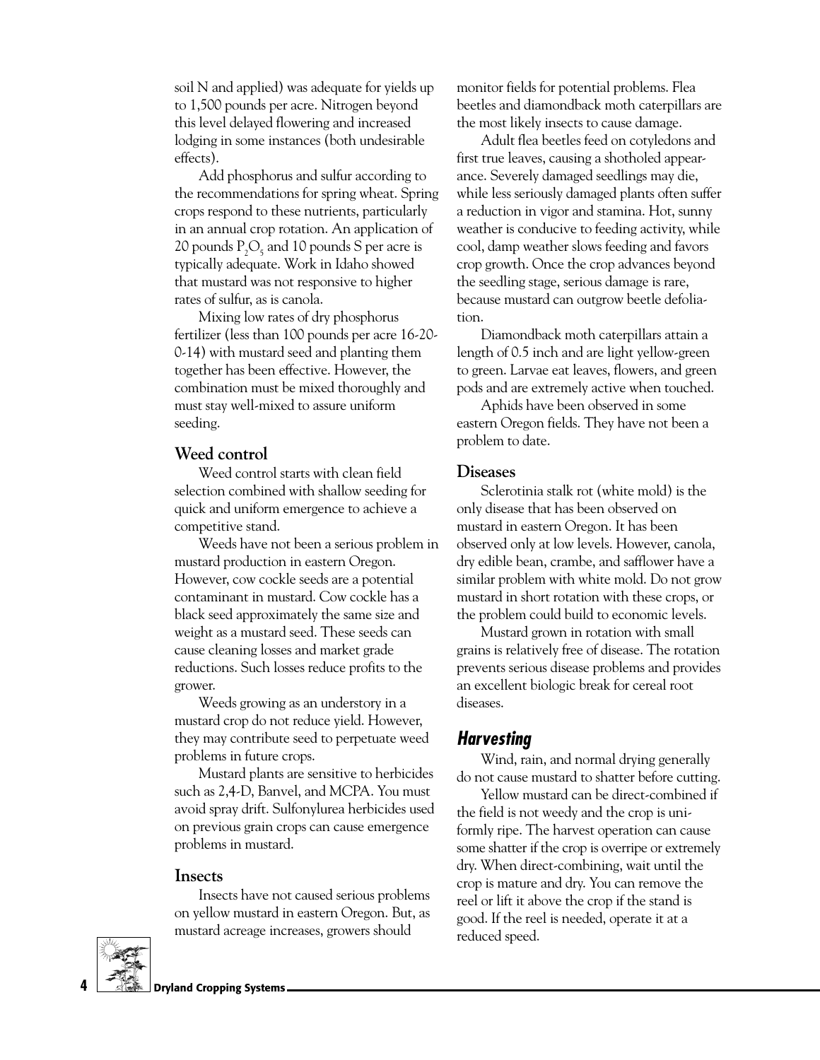soil N and applied) was adequate for yields up to 1,500 pounds per acre. Nitrogen beyond this level delayed flowering and increased lodging in some instances (both undesirable effects).

Add phosphorus and sulfur according to the recommendations for spring wheat. Spring crops respond to these nutrients, particularly in an annual crop rotation. An application of 20 pounds $P_2O_5$ and 10 pounds S per acre is typically adequate. Work in Idaho showed that mustard was not responsive to higher rates of sulfur, as is canola.

Mixing low rates of dry phosphorus fertilizer (less than 100 pounds per acre 16-20-0-14) with mustard seed and planting them together has been effective. However, the combination must be mixed thoroughly and must stay well-mixed to assure uniform seeding.

### Weed control

Weed control starts with clean field selection combined with shallow seeding for quick and uniform emergence to achieve a competitive stand.

Weeds have not been a serious problem in mustard production in eastern Oregon. However, cow cockle seeds are a potential contaminant in mustard. Cow cockle has a black seed approximately the same size and weight as a mustard seed. These seeds can cause cleaning losses and market grade reductions. Such losses reduce profits to the grower.

Weeds growing as an understory in a mustard crop do not reduce yield. However, they may contribute seed to perpetuate weed problems in future crops.

Mustard plants are sensitive to herbicides such as 2,4-D, Banvel, and MCPA. You must avoid spray drift. Sulfonylurea herbicides used on previous grain crops can cause emergence problems in mustard.

### Insects

Insects have not caused serious problems on yellow mustard in eastern Oregon. But, as mustard acreage increases, growers should monitor fields for potential problems. Flea beetles and diamondback moth caterpillars are the most likely insects to cause damage.

Adult flea beetles feed on cotyledons and first true leaves, causing a shotholed appearance. Severely damaged seedlings may die, while less seriously damaged plants often suffer a reduction in vigor and stamina. Hot, sunny weather is conducive to feeding activity, while cool, damp weather slows feeding and favors crop growth. Once the crop advances beyond the seedling stage, serious damage is rare, because mustard can outgrow beetle defoliation.

Diamondback moth caterpillars attain a length of 0.5 inch and are light yellow-green to green. Larvae eat leaves, flowers, and green pods and are extremely active when touched.

Aphids have been observed in some eastern Oregon fields. They have not been a problem to date.

### Diseases

Sclerotinia stalk rot (white mold) is the only disease that has been observed on mustard in eastern Oregon. It has been observed only at low levels. However, canola, dry edible bean, crambe, and safflower have a similar problem with white mold. Do not grow mustard in short rotation with these crops, or the problem could build to economic levels.

Mustard grown in rotation with small grains is relatively free of disease. The rotation prevents serious disease problems and provides an excellent biologic break for cereal root diseases.

## *Harvesting*

Wind, rain, and normal drying generally do not cause mustard to shatter before cutting.

Yellow mustard can be direct-combined if the field is not weedy and the crop is uniformly ripe. The harvest operation can cause some shatter if the crop is overripe or extremely dry. When direct-combining, wait until the crop is mature and dry. You can remove the reel or lift it above the crop if the stand is good. If the reel is needed, operate it at a reduced speed.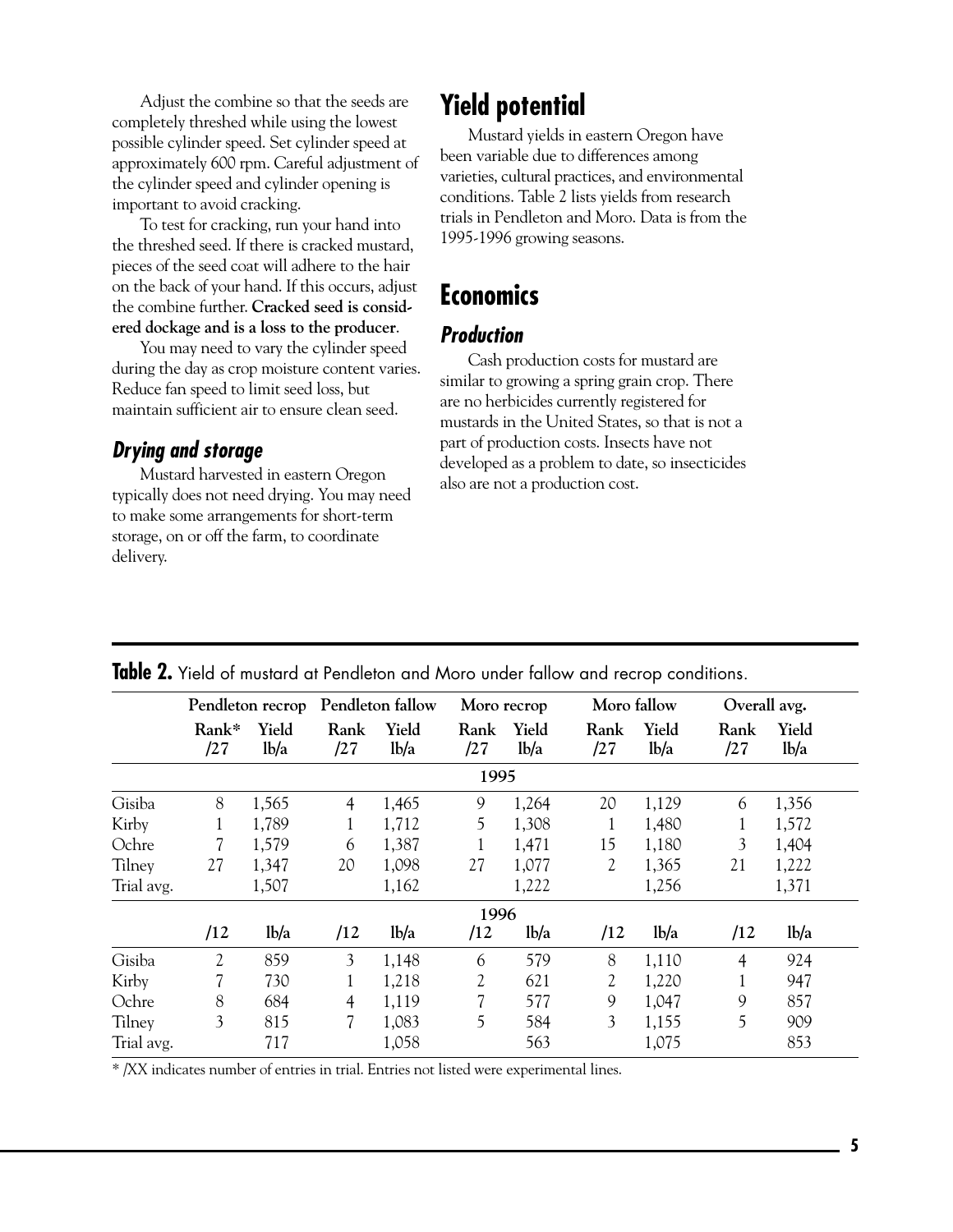Adjust the combine so that the seeds are completely threshed while using the lowest possible cylinder speed. Set cylinder speed at approximately 600 rpm. Careful adjustment of the cylinder speed and cylinder opening is important to avoid cracking.

To test for cracking, run your hand into the threshed seed. If there is cracked mustard, pieces of the seed coat will adhere to the hair on the back of your hand. If this occurs, adjust the combine further. **Cracked seed is considered dockage and is a loss to the producer**.

You may need to vary the cylinder speed during the day as crop moisture content varies. Reduce fan speed to limit seed loss, but maintain sufficient air to ensure clean seed.

### *Drying and storage*

Mustard harvested in eastern Oregon typically does not need drying. You may need to make some arrangements for short-term storage, on or off the farm, to coordinate delivery.

## Yield potential

Mustard yields in eastern Oregon have been variable due to differences among varieties, cultural practices, and environmental conditions. Table 2 lists yields from research trials in Pendleton and Moro. Data is from the 1995-1996 growing seasons.

## Economics

### *Production*

Cash production costs for mustard are similar to growing a spring grain crop. There are no herbicides currently registered for mustards in the United States, so that is not a part of production costs. Insects have not developed as a problem to date, so insecticides also are not a production cost.

**Table 2.** Yield of mustard at Pendleton and Moro under fallow and recrop conditions.

| | Pendleton recrop | | Pendleton fallow | | Moro recrop | | Moro fallow | | Overall avg. | |
|---|---|---|---|---|---|---|---|---|---|---|
| | Rank* /27 | Yield lb/a | Rank /27 | Yield lb/a | Rank /27 | Yield lb/a | Rank /27 | Yield lb/a | Rank /27 | Yield lb/a |
| **1995** | | | | | | | | | | |
| Gisiba | 8 | 1,565 | 4 | 1,465 | 9 | 1,264 | 20 | 1,129 | 6 | 1,356 |
| Kirby | 1 | 1,789 | 1 | 1,712 | 5 | 1,308 | 1 | 1,480 | 1 | 1,572 |
| Ochre | 7 | 1,579 | 6 | 1,387 | 1 | 1,471 | 15 | 1,180 | 3 | 1,404 |
| Tilney | 27 | 1,347 | 20 | 1,098 | 27 | 1,077 | 2 | 1,365 | 21 | 1,222 |
| Trial avg. | | 1,507 | | 1,162 | | 1,222 | | 1,256 | | 1,371 |
| **1996** | | | | | | | | | | |
| | /12 | lb/a | /12 | lb/a | /12 | lb/a | /12 | lb/a | /12 | lb/a |
| Gisiba | 2 | 859 | 3 | 1,148 | 6 | 579 | 8 | 1,110 | 4 | 924 |
| Kirby | 7 | 730 | 1 | 1,218 | 2 | 621 | 2 | 1,220 | 1 | 947 |
| Ochre | 8 | 684 | 4 | 1,119 | 7 | 577 | 9 | 1,047 | 9 | 857 |
| Tilney | 3 | 815 | 7 | 1,083 | 5 | 584 | 3 | 1,155 | 5 | 909 |
| Trial avg. | | 717 | | 1,058 | | 563 | | 1,075 | | 853 |

\* /XX indicates number of entries in trial. Entries not listed were experimental lines.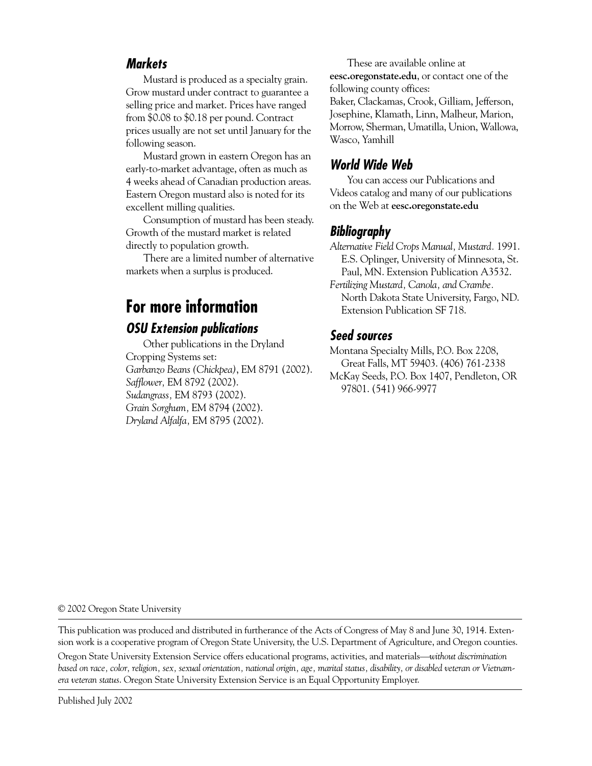### *Markets*

Mustard is produced as a specialty grain. Grow mustard under contract to guarantee a selling price and market. Prices have ranged from $0.08 to $0.18 per pound. Contract prices usually are not set until January for the following season.

Mustard grown in eastern Oregon has an early-to-market advantage, often as much as 4 weeks ahead of Canadian production areas. Eastern Oregon mustard also is noted for its excellent milling qualities.

Consumption of mustard has been steady. Growth of the mustard market is related directly to population growth.

There are a limited number of alternative markets when a surplus is produced.

## For more information

### *OSU Extension publications*

Other publications in the Dryland Cropping Systems set:

*Garbanzo Beans (Chickpea)*, EM 8791 (2002).
*Safflower*, EM 8792 (2002).
*Sudangrass*, EM 8793 (2002).
*Grain Sorghum*, EM 8794 (2002).
*Dryland Alfalfa*, EM 8795 (2002).

These are available online at **eesc.oregonstate.edu**, or contact one of the following county offices:
Baker, Clackamas, Crook, Gilliam, Jefferson, Josephine, Klamath, Linn, Malheur, Marion, Morrow, Sherman, Umatilla, Union, Wallowa, Wasco, Yamhill

### *World Wide Web*

You can access our Publications and Videos catalog and many of our publications on the Web at **eesc.oregonstate.edu**

### *Bibliography*

*Alternative Field Crops Manual, Mustard.* 1991. E.S. Oplinger, University of Minnesota, St. Paul, MN. Extension Publication A3532.

*Fertilizing Mustard, Canola, and Crambe.* North Dakota State University, Fargo, ND. Extension Publication SF 718.

### *Seed sources*

Montana Specialty Mills, P.O. Box 2208, Great Falls, MT 59403. (406) 761-2338

McKay Seeds, P.O. Box 1407, Pendleton, OR 97801. (541) 966-9977

© 2002 Oregon State University

This publication was produced and distributed in furtherance of the Acts of Congress of May 8 and June 30, 1914. Extension work is a cooperative program of Oregon State University, the U.S. Department of Agriculture, and Oregon counties.

Oregon State University Extension Service offers educational programs, activities, and materials—*without discrimination based on race, color, religion, sex, sexual orientation, national origin, age, marital status, disability, or disabled veteran or Vietnam-era veteran status*. Oregon State University Extension Service is an Equal Opportunity Employer.

Published July 2002